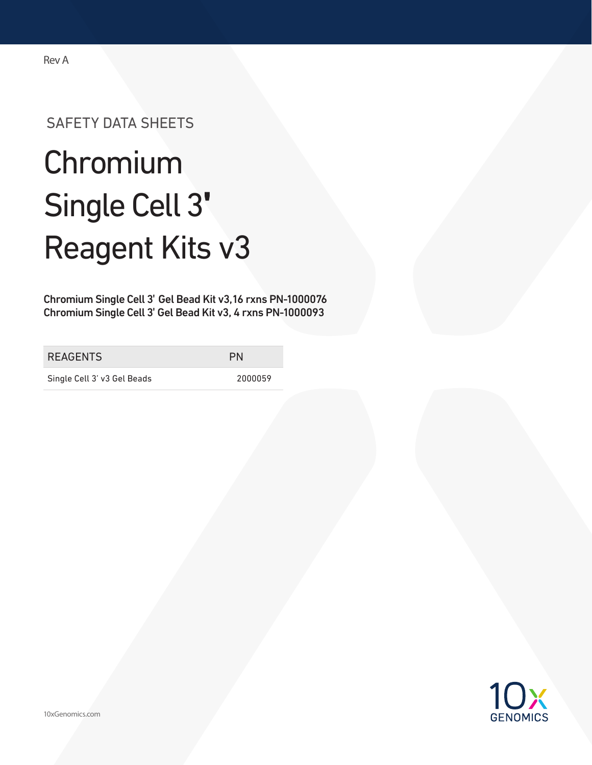Rev A

SAFETY DATA SHEETS

# Chromium Single Cell 3' Reagent Kits v3

**Chromium Single Cell 3' Gel Bead Kit v3,16 rxns PN-1000076**
**Chromium Single Cell 3' Gel Bead Kit v3, 4 rxns PN-1000093**

| REAGENTS | PN |
|---|---|
| Single Cell 3' v3 Gel Beads | 2000059 |

10xGenomics.com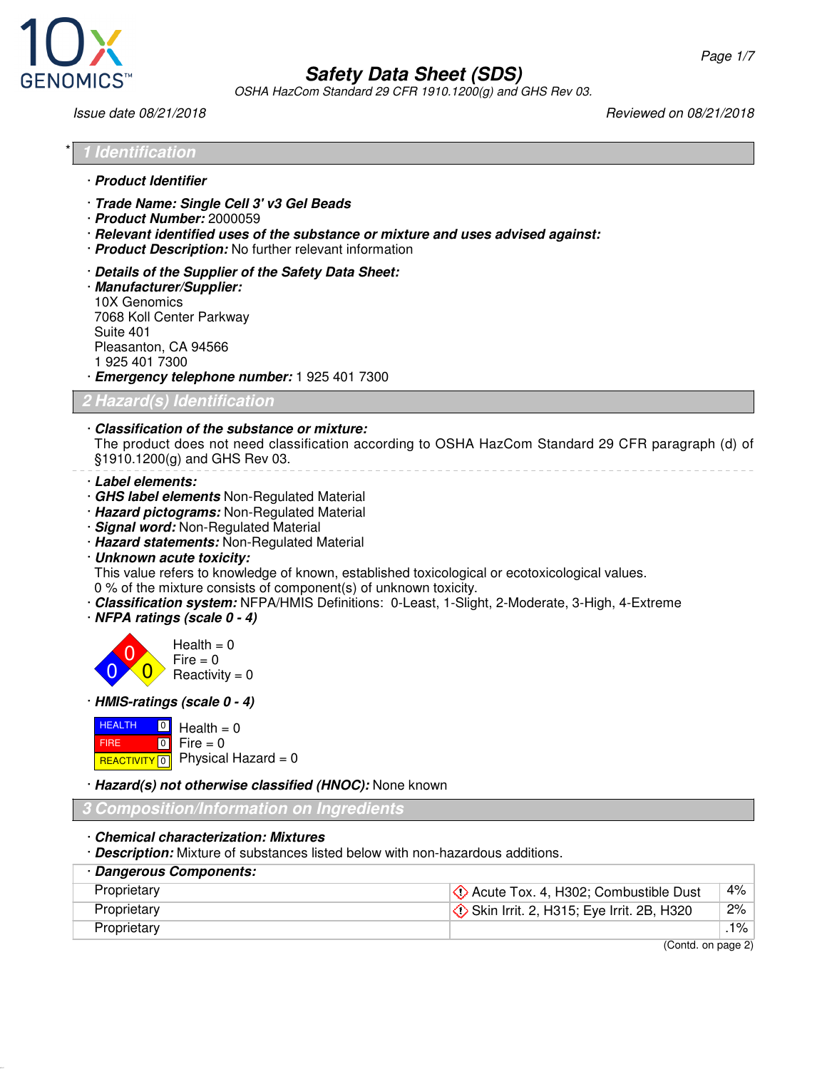# Safety Data Sheet (SDS)

OSHA HazCom Standard 29 CFR 1910.1200(g) and GHS Rev 03.

Issue date 08/21/2018 | Reviewed on 08/21/2018

## * 1 Identification

· **Product Identifier**

· **Trade Name: Single Cell 3' v3 Gel Beads**
· **Product Number:** 2000059
· **Relevant identified uses of the substance or mixture and uses advised against:**
· **Product Description:** No further relevant information

· **Details of the Supplier of the Safety Data Sheet:**
· **Manufacturer/Supplier:**
10X Genomics
7068 Koll Center Parkway
Suite 401
Pleasanton, CA 94566
1 925 401 7300
· **Emergency telephone number:** 1 925 401 7300

## 2 Hazard(s) Identification

· **Classification of the substance or mixture:**
The product does not need classification according to OSHA HazCom Standard 29 CFR paragraph (d) of §1910.1200(g) and GHS Rev 03.

· **Label elements:**
· **GHS label elements** Non-Regulated Material
· **Hazard pictograms:** Non-Regulated Material
· **Signal word:** Non-Regulated Material
· **Hazard statements:** Non-Regulated Material
· **Unknown acute toxicity:**
This value refers to knowledge of known, established toxicological or ecotoxicological values.
0 % of the mixture consists of component(s) of unknown toxicity.
· **Classification system:** NFPA/HMIS Definitions: 0-Least, 1-Slight, 2-Moderate, 3-High, 4-Extreme
· **NFPA ratings (scale 0 - 4)**

Health = 0
Fire = 0
Reactivity = 0

· **HMIS-ratings (scale 0 - 4)**

| | |
|---|---|
| HEALTH 0 | Health = 0 |
| FIRE 0 | Fire = 0 |
| REACTIVITY 0 | Physical Hazard = 0 |

· **Hazard(s) not otherwise classified (HNOC):** None known

## 3 Composition/Information on Ingredients

· **Chemical characterization: Mixtures**
· **Description:** Mixture of substances listed below with non-hazardous additions.

| · Dangerous Components: | | |
|---|---|---|
| Proprietary | Acute Tox. 4, H302; Combustible Dust | 4% |
| Proprietary | Skin Irrit. 2, H315; Eye Irrit. 2B, H320 | 2% |
| Proprietary | | .1% |

(Contd. on page 2)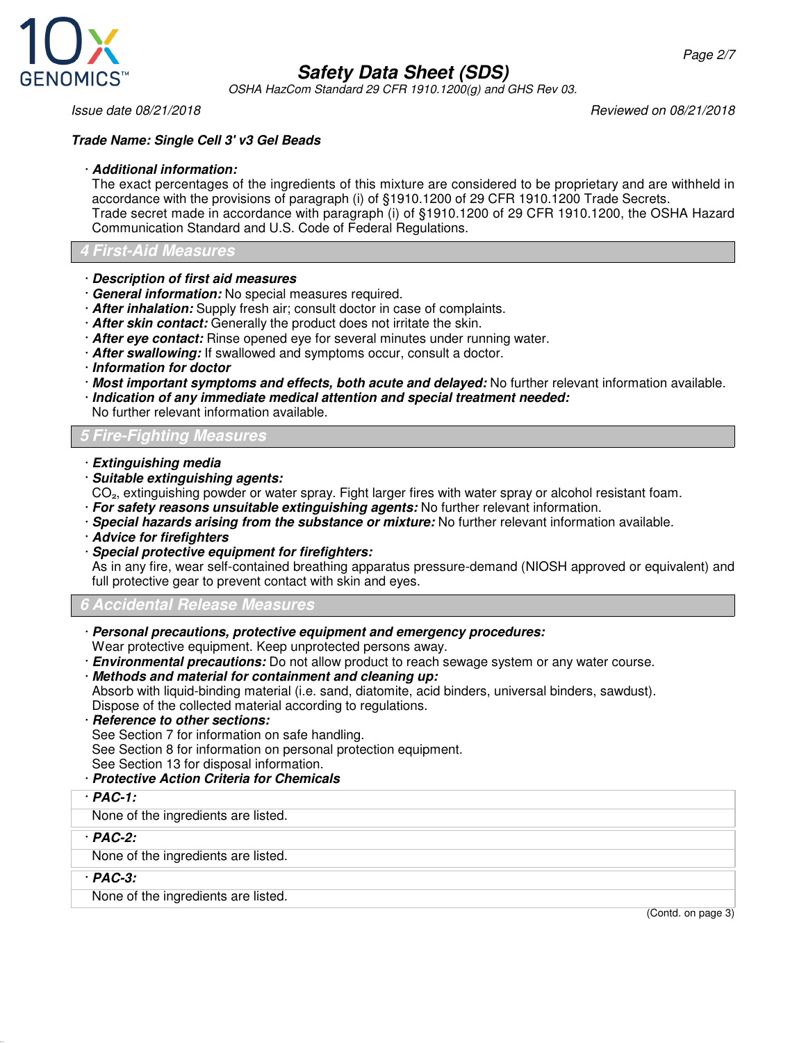**Trade Name: Single Cell 3' v3 Gel Beads**

· ***Additional information:***
The exact percentages of the ingredients of this mixture are considered to be proprietary and are withheld in accordance with the provisions of paragraph (i) of §1910.1200 of 29 CFR 1910.1200 Trade Secrets.
Trade secret made in accordance with paragraph (i) of §1910.1200 of 29 CFR 1910.1200, the OSHA Hazard Communication Standard and U.S. Code of Federal Regulations.

## 4 First-Aid Measures

· ***Description of first aid measures***
· ***General information:*** No special measures required.
· ***After inhalation:*** Supply fresh air; consult doctor in case of complaints.
· ***After skin contact:*** Generally the product does not irritate the skin.
· ***After eye contact:*** Rinse opened eye for several minutes under running water.
· ***After swallowing:*** If swallowed and symptoms occur, consult a doctor.
· ***Information for doctor***
· ***Most important symptoms and effects, both acute and delayed:*** No further relevant information available.
· ***Indication of any immediate medical attention and special treatment needed:***
No further relevant information available.

## 5 Fire-Fighting Measures

· ***Extinguishing media***
· ***Suitable extinguishing agents:***
$CO_2$, extinguishing powder or water spray. Fight larger fires with water spray or alcohol resistant foam.
· ***For safety reasons unsuitable extinguishing agents:*** No further relevant information.
· ***Special hazards arising from the substance or mixture:*** No further relevant information available.
· ***Advice for firefighters***
· ***Special protective equipment for firefighters:***
As in any fire, wear self-contained breathing apparatus pressure-demand (NIOSH approved or equivalent) and full protective gear to prevent contact with skin and eyes.

## 6 Accidental Release Measures

· ***Personal precautions, protective equipment and emergency procedures:***
Wear protective equipment. Keep unprotected persons away.
· ***Environmental precautions:*** Do not allow product to reach sewage system or any water course.
· ***Methods and material for containment and cleaning up:***
Absorb with liquid-binding material (i.e. sand, diatomite, acid binders, universal binders, sawdust).
Dispose of the collected material according to regulations.
· ***Reference to other sections:***
See Section 7 for information on safe handling.
See Section 8 for information on personal protection equipment.
See Section 13 for disposal information.
· ***Protective Action Criteria for Chemicals***

· ***PAC-1:***
None of the ingredients are listed.

· ***PAC-2:***
None of the ingredients are listed.

· ***PAC-3:***
None of the ingredients are listed.

(Contd. on page 3)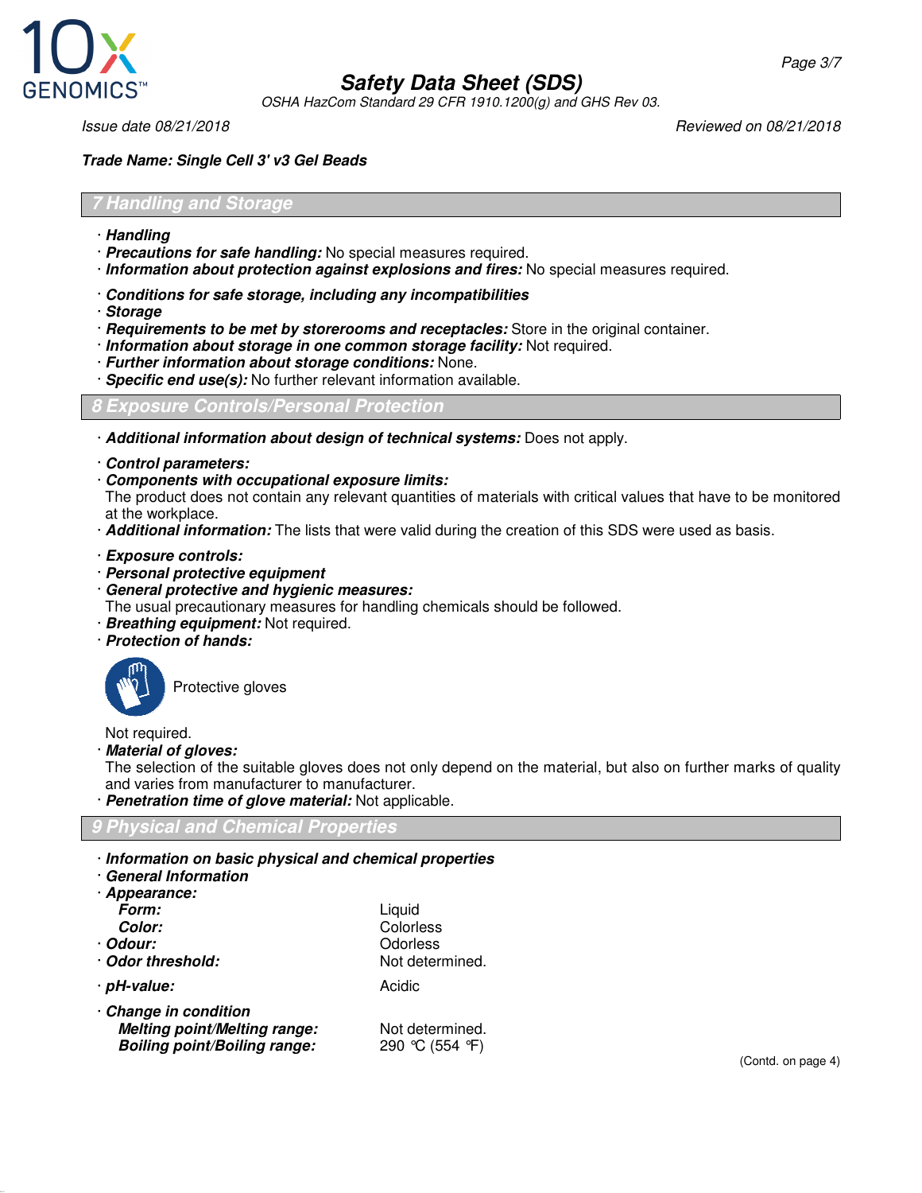**Trade Name: Single Cell 3' v3 Gel Beads**

## 7 Handling and Storage

- ***Handling***
- ***Precautions for safe handling:*** No special measures required.
- ***Information about protection against explosions and fires:*** No special measures required.

- ***Conditions for safe storage, including any incompatibilities***
- ***Storage***
- ***Requirements to be met by storerooms and receptacles:*** Store in the original container.
- ***Information about storage in one common storage facility:*** Not required.
- ***Further information about storage conditions:*** None.
- ***Specific end use(s):*** No further relevant information available.

## 8 Exposure Controls/Personal Protection

- ***Additional information about design of technical systems:*** Does not apply.

- ***Control parameters:***
- ***Components with occupational exposure limits:***
  The product does not contain any relevant quantities of materials with critical values that have to be monitored at the workplace.
- ***Additional information:*** The lists that were valid during the creation of this SDS were used as basis.

- ***Exposure controls:***
- ***Personal protective equipment***
- ***General protective and hygienic measures:***
  The usual precautionary measures for handling chemicals should be followed.
- ***Breathing equipment:*** Not required.
- ***Protection of hands:***

  Protective gloves

  Not required.
- ***Material of gloves:***
  The selection of the suitable gloves does not only depend on the material, but also on further marks of quality and varies from manufacturer to manufacturer.
- ***Penetration time of glove material:*** Not applicable.

## 9 Physical and Chemical Properties

- ***Information on basic physical and chemical properties***
- ***General Information***
- ***Appearance:***

| | |
|---|---|
| ***Form:*** | Liquid |
| ***Color:*** | Colorless |
| ***Odour:*** | Odorless |
| ***Odor threshold:*** | Not determined. |
| ***pH-value:*** | Acidic |
| ***Change in condition*** | |
| ***Melting point/Melting range:*** | Not determined. |
| ***Boiling point/Boiling range:*** | 290 °C (554 °F) |

(Contd. on page 4)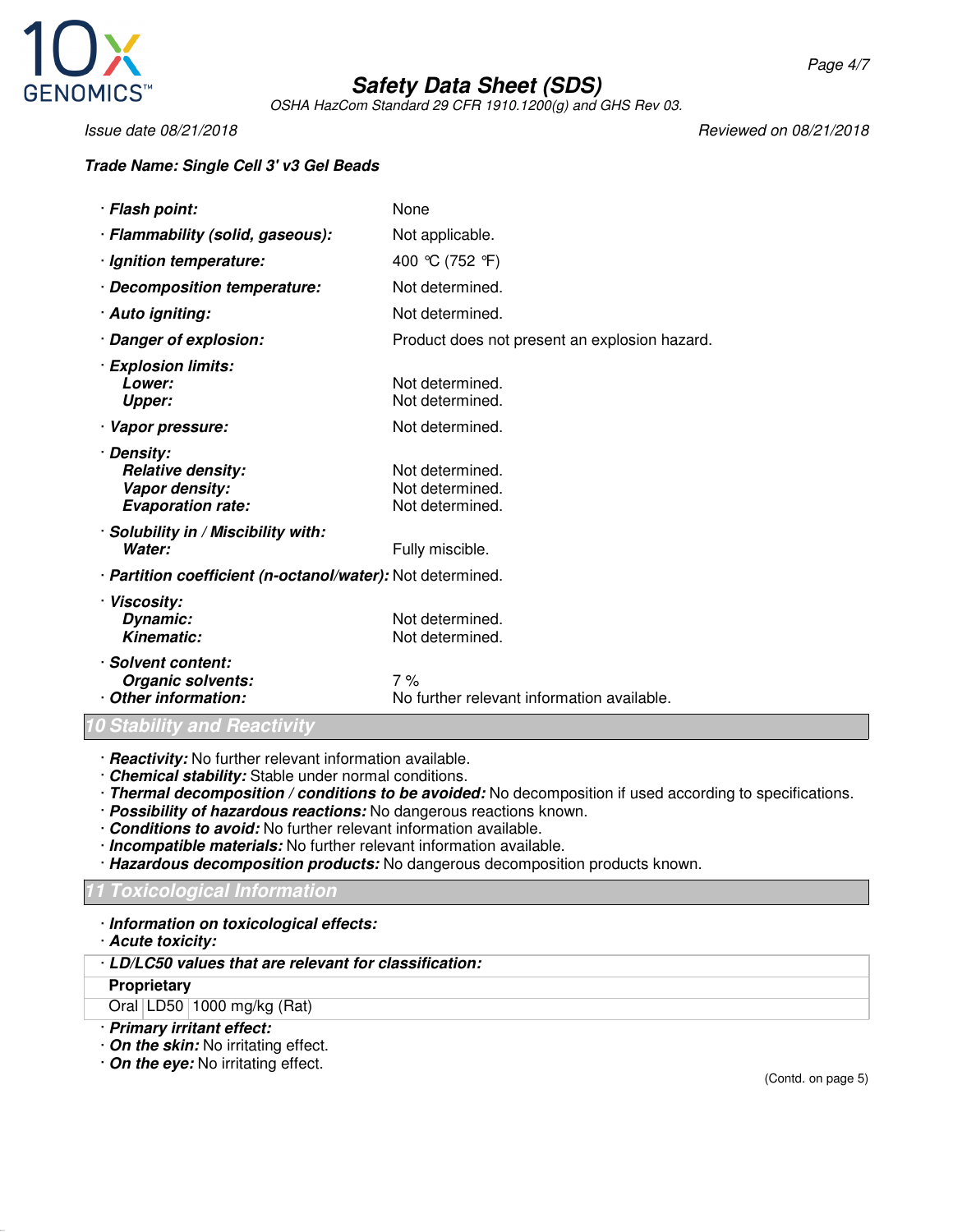**Trade Name: Single Cell 3' v3 Gel Beads**

- **Flash point:** None
- **Flammability (solid, gaseous):** Not applicable.
- **Ignition temperature:** 400 °C (752 °F)
- **Decomposition temperature:** Not determined.
- **Auto igniting:** Not determined.
- **Danger of explosion:** Product does not present an explosion hazard.
- **Explosion limits:**
  - **Lower:** Not determined.
  - **Upper:** Not determined.
- **Vapor pressure:** Not determined.
- **Density:**
  - **Relative density:** Not determined.
  - **Vapor density:** Not determined.
  - **Evaporation rate:** Not determined.
- **Solubility in / Miscibility with:**
  - **Water:** Fully miscible.
- **Partition coefficient (n-octanol/water):** Not determined.
- **Viscosity:**
  - **Dynamic:** Not determined.
  - **Kinematic:** Not determined.
- **Solvent content:**
  - **Organic solvents:** 7 %
- **Other information:** No further relevant information available.

## 10 Stability and Reactivity

- **Reactivity:** No further relevant information available.
- **Chemical stability:** Stable under normal conditions.
- **Thermal decomposition / conditions to be avoided:** No decomposition if used according to specifications.
- **Possibility of hazardous reactions:** No dangerous reactions known.
- **Conditions to avoid:** No further relevant information available.
- **Incompatible materials:** No further relevant information available.
- **Hazardous decomposition products:** No dangerous decomposition products known.

## 11 Toxicological Information

- **Information on toxicological effects:**
- **Acute toxicity:**

| · LD/LC50 values that are relevant for classification: | | |
|---|---|---|
| **Proprietary** | | |
| Oral | LD50 | 1000 mg/kg (Rat) |

- **Primary irritant effect:**
- **On the skin:** No irritating effect.
- **On the eye:** No irritating effect.

(Contd. on page 5)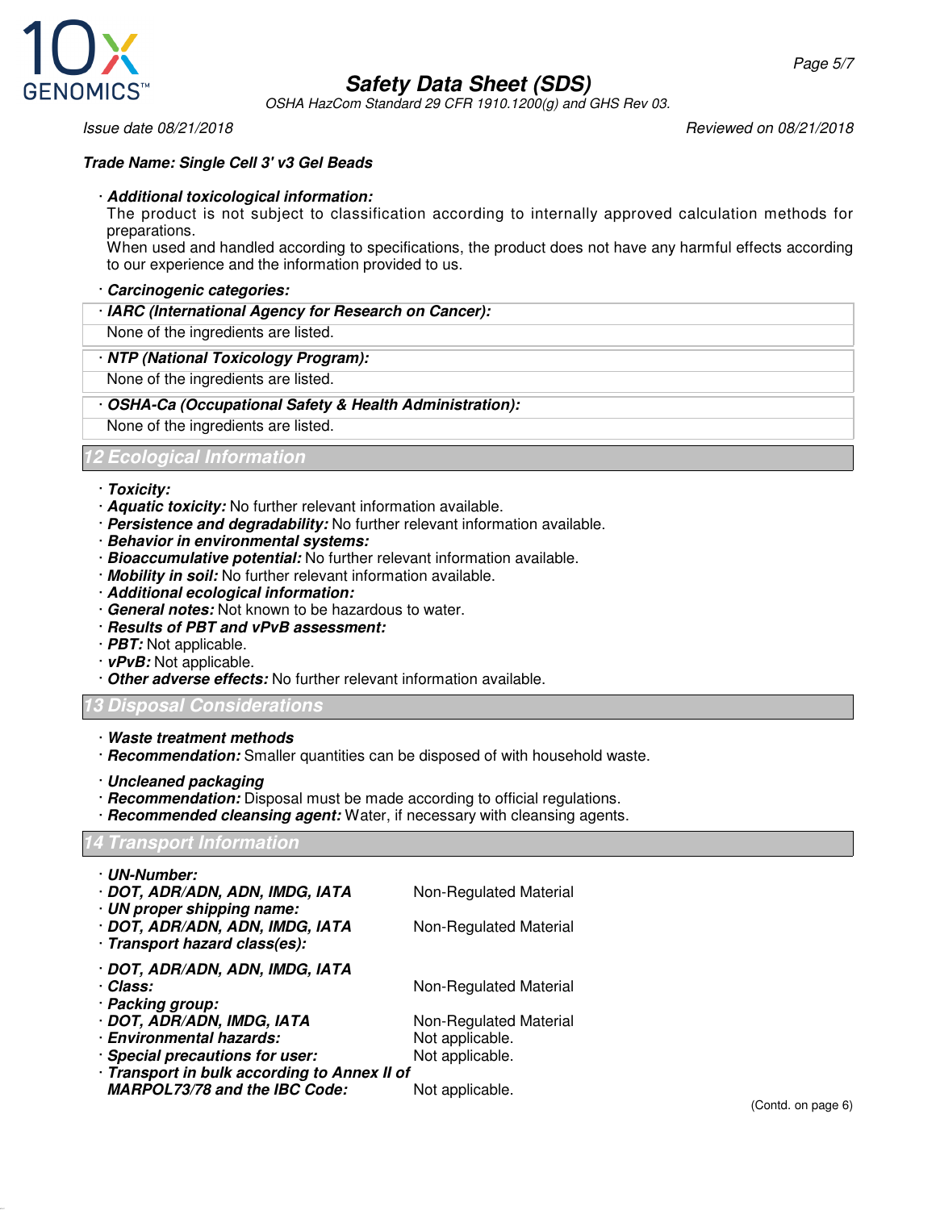**Trade Name: Single Cell 3' v3 Gel Beads**

· ***Additional toxicological information:***
The product is not subject to classification according to internally approved calculation methods for preparations.
When used and handled according to specifications, the product does not have any harmful effects according to our experience and the information provided to us.

· ***Carcinogenic categories:***

· ***IARC (International Agency for Research on Cancer):***
None of the ingredients are listed.

· ***NTP (National Toxicology Program):***
None of the ingredients are listed.

· ***OSHA-Ca (Occupational Safety & Health Administration):***
None of the ingredients are listed.

## 12 Ecological Information

· ***Toxicity:***
· ***Aquatic toxicity:*** No further relevant information available.
· ***Persistence and degradability:*** No further relevant information available.
· ***Behavior in environmental systems:***
· ***Bioaccumulative potential:*** No further relevant information available.
· ***Mobility in soil:*** No further relevant information available.
· ***Additional ecological information:***
· ***General notes:*** Not known to be hazardous to water.
· ***Results of PBT and vPvB assessment:***
· ***PBT:*** Not applicable.
· ***vPvB:*** Not applicable.
· ***Other adverse effects:*** No further relevant information available.

## 13 Disposal Considerations

· ***Waste treatment methods***
· ***Recommendation:*** Smaller quantities can be disposed of with household waste.

· ***Uncleaned packaging***
· ***Recommendation:*** Disposal must be made according to official regulations.
· ***Recommended cleansing agent:*** Water, if necessary with cleansing agents.

## 14 Transport Information

· ***UN-Number:***
· ***DOT, ADR/ADN, ADN, IMDG, IATA*** — Non-Regulated Material
· ***UN proper shipping name:***
· ***DOT, ADR/ADN, ADN, IMDG, IATA*** — Non-Regulated Material
· ***Transport hazard class(es):***

· ***DOT, ADR/ADN, ADN, IMDG, IATA***
· ***Class:*** — Non-Regulated Material
· ***Packing group:***
· ***DOT, ADR/ADN, IMDG, IATA*** — Non-Regulated Material
· ***Environmental hazards:*** — Not applicable.
· ***Special precautions for user:*** — Not applicable.
· ***Transport in bulk according to Annex II of MARPOL73/78 and the IBC Code:*** — Not applicable.

(Contd. on page 6)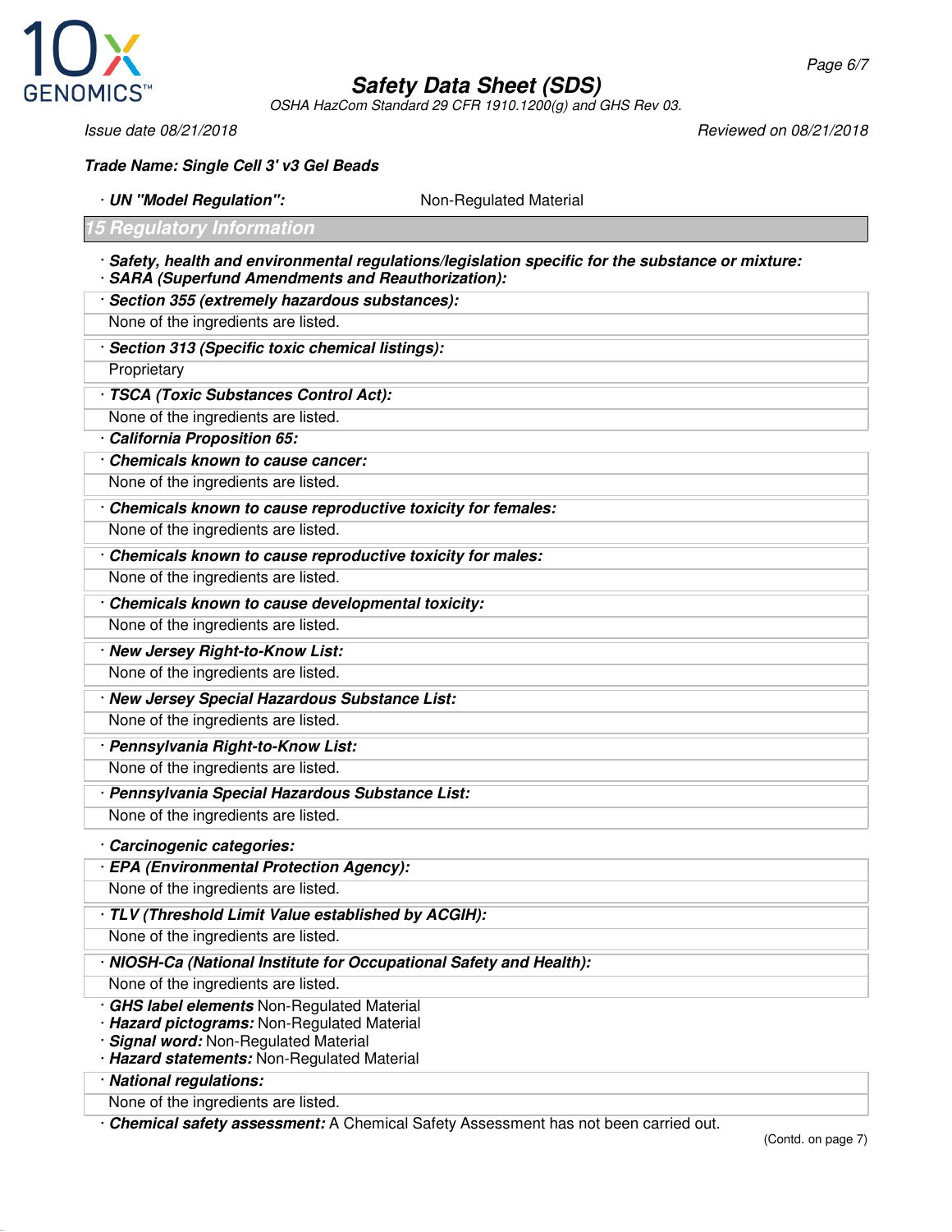**Trade Name: Single Cell 3' v3 Gel Beads**

· **UN "Model Regulation":** Non-Regulated Material

## 15 Regulatory Information

· **Safety, health and environmental regulations/legislation specific for the substance or mixture:**
· **SARA (Superfund Amendments and Reauthorization):**

· **Section 355 (extremely hazardous substances):**
None of the ingredients are listed.

· **Section 313 (Specific toxic chemical listings):**
Proprietary

· **TSCA (Toxic Substances Control Act):**
None of the ingredients are listed.

· **California Proposition 65:**

· **Chemicals known to cause cancer:**
None of the ingredients are listed.

· **Chemicals known to cause reproductive toxicity for females:**
None of the ingredients are listed.

· **Chemicals known to cause reproductive toxicity for males:**
None of the ingredients are listed.

· **Chemicals known to cause developmental toxicity:**
None of the ingredients are listed.

· **New Jersey Right-to-Know List:**
None of the ingredients are listed.

· **New Jersey Special Hazardous Substance List:**
None of the ingredients are listed.

· **Pennsylvania Right-to-Know List:**
None of the ingredients are listed.

· **Pennsylvania Special Hazardous Substance List:**
None of the ingredients are listed.

· **Carcinogenic categories:**

· **EPA (Environmental Protection Agency):**
None of the ingredients are listed.

· **TLV (Threshold Limit Value established by ACGIH):**
None of the ingredients are listed.

· **NIOSH-Ca (National Institute for Occupational Safety and Health):**
None of the ingredients are listed.

· **GHS label elements** Non-Regulated Material
· **Hazard pictograms:** Non-Regulated Material
· **Signal word:** Non-Regulated Material
· **Hazard statements:** Non-Regulated Material

· **National regulations:**
None of the ingredients are listed.

· **Chemical safety assessment:** A Chemical Safety Assessment has not been carried out.

(Contd. on page 7)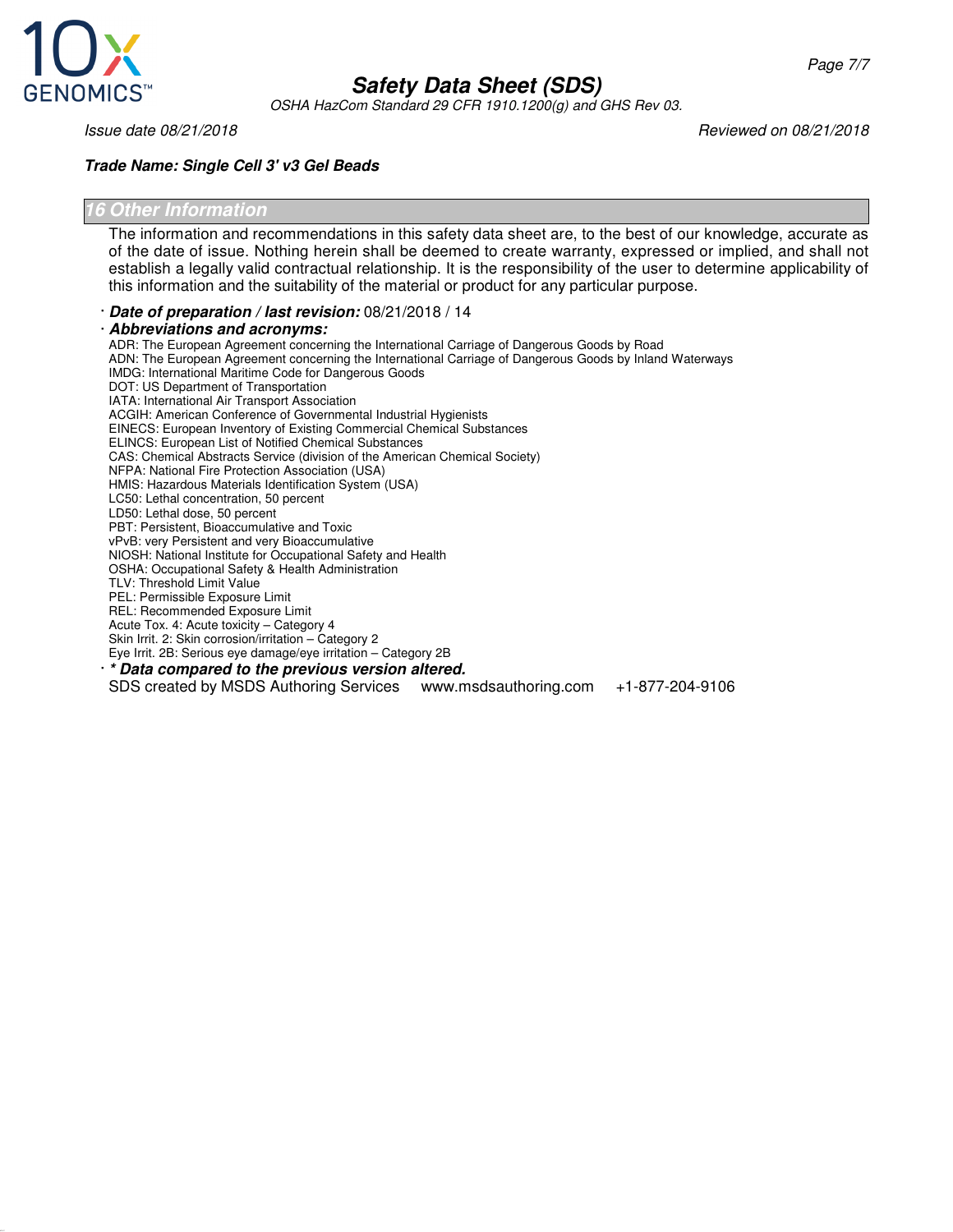**Trade Name: Single Cell 3' v3 Gel Beads**

## 16 Other Information

The information and recommendations in this safety data sheet are, to the best of our knowledge, accurate as of the date of issue. Nothing herein shall be deemed to create warranty, expressed or implied, and shall not establish a legally valid contractual relationship. It is the responsibility of the user to determine applicability of this information and the suitability of the material or product for any particular purpose.

· ***Date of preparation / last revision:*** 08/21/2018 / 14

· ***Abbreviations and acronyms:***

ADR: The European Agreement concerning the International Carriage of Dangerous Goods by Road
ADN: The European Agreement concerning the International Carriage of Dangerous Goods by Inland Waterways
IMDG: International Maritime Code for Dangerous Goods
DOT: US Department of Transportation
IATA: International Air Transport Association
ACGIH: American Conference of Governmental Industrial Hygienists
EINECS: European Inventory of Existing Commercial Chemical Substances
ELINCS: European List of Notified Chemical Substances
CAS: Chemical Abstracts Service (division of the American Chemical Society)
NFPA: National Fire Protection Association (USA)
HMIS: Hazardous Materials Identification System (USA)
LC50: Lethal concentration, 50 percent
LD50: Lethal dose, 50 percent
PBT: Persistent, Bioaccumulative and Toxic
vPvB: very Persistent and very Bioaccumulative
NIOSH: National Institute for Occupational Safety and Health
OSHA: Occupational Safety & Health Administration
TLV: Threshold Limit Value
PEL: Permissible Exposure Limit
REL: Recommended Exposure Limit
Acute Tox. 4: Acute toxicity – Category 4
Skin Irrit. 2: Skin corrosion/irritation – Category 2
Eye Irrit. 2B: Serious eye damage/eye irritation – Category 2B

· ***\* Data compared to the previous version altered.***

SDS created by MSDS Authoring Services www.msdsauthoring.com +1-877-204-9106